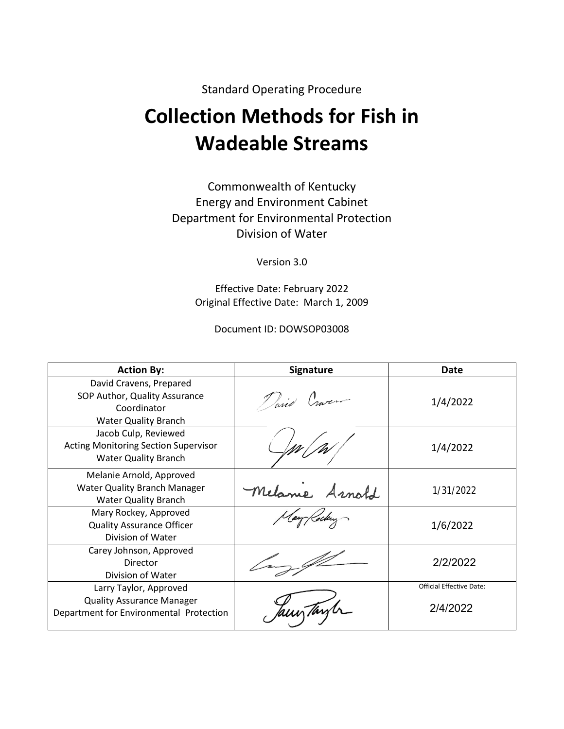Standard Operating Procedure

# Collection Methods for Fish in Wadeable Streams

Commonwealth of Kentucky
Energy and Environment Cabinet
Department for Environmental Protection
Division of Water

Version 3.0

Effective Date: February 2022
Original Effective Date: March 1, 2009

Document ID: DOWSOP03008

| Action By: | Signature | Date |
|---|---|---|
| David Cravens, Prepared<br>SOP Author, Quality Assurance Coordinator<br>Water Quality Branch | David Cravens | 1/4/2022 |
| Jacob Culp, Reviewed<br>Acting Monitoring Section Supervisor<br>Water Quality Branch | | 1/4/2022 |
| Melanie Arnold, Approved<br>Water Quality Branch Manager<br>Water Quality Branch | Melanie Arnold | 1/31/2022 |
| Mary Rockey, Approved<br>Quality Assurance Officer<br>Division of Water | Mary Rockey | 1/6/2022 |
| Carey Johnson, Approved<br>Director<br>Division of Water | | 2/2/2022 |
| Larry Taylor, Approved<br>Quality Assurance Manager<br>Department for Environmental Protection | Larry Taylor | Official Effective Date:<br>2/4/2022 |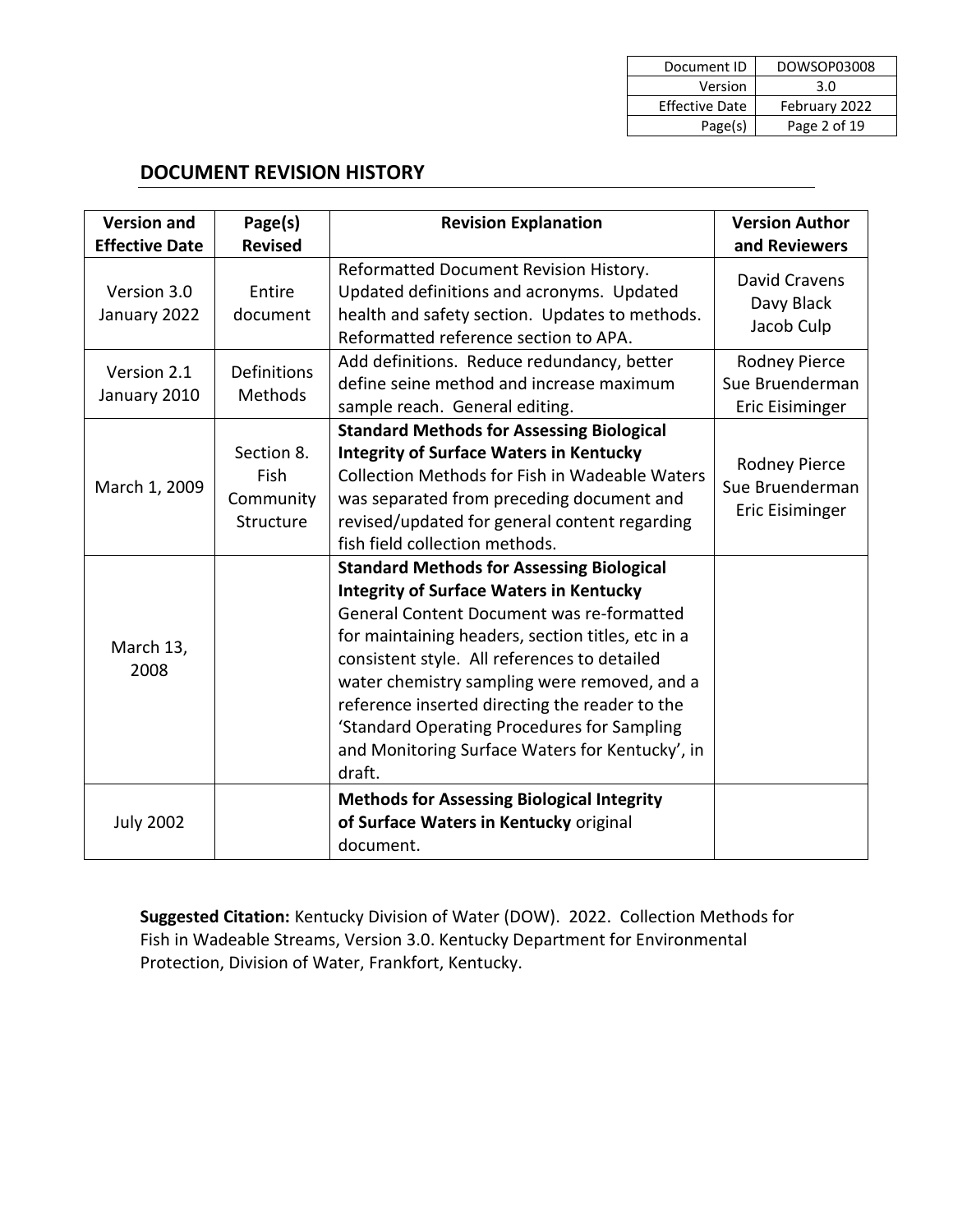## DOCUMENT REVISION HISTORY

| Version and Effective Date | Page(s) Revised | Revision Explanation | Version Author and Reviewers |
|---|---|---|---|
| Version 3.0 January 2022 | Entire document | Reformatted Document Revision History. Updated definitions and acronyms. Updated health and safety section. Updates to methods. Reformatted reference section to APA. | David Cravens Davy Black Jacob Culp |
| Version 2.1 January 2010 | Definitions Methods | Add definitions. Reduce redundancy, better define seine method and increase maximum sample reach. General editing. | Rodney Pierce Sue Bruenderman Eric Eisiminger |
| March 1, 2009 | Section 8. Fish Community Structure | **Standard Methods for Assessing Biological Integrity of Surface Waters in Kentucky** Collection Methods for Fish in Wadeable Waters was separated from preceding document and revised/updated for general content regarding fish field collection methods. | Rodney Pierce Sue Bruenderman Eric Eisiminger |
| March 13, 2008 | | **Standard Methods for Assessing Biological Integrity of Surface Waters in Kentucky** General Content Document was re-formatted for maintaining headers, section titles, etc in a consistent style. All references to detailed water chemistry sampling were removed, and a reference inserted directing the reader to the 'Standard Operating Procedures for Sampling and Monitoring Surface Waters for Kentucky', in draft. | |
| July 2002 | | **Methods for Assessing Biological Integrity of Surface Waters in Kentucky** original document. | |

**Suggested Citation:** Kentucky Division of Water (DOW). 2022. Collection Methods for Fish in Wadeable Streams, Version 3.0. Kentucky Department for Environmental Protection, Division of Water, Frankfort, Kentucky.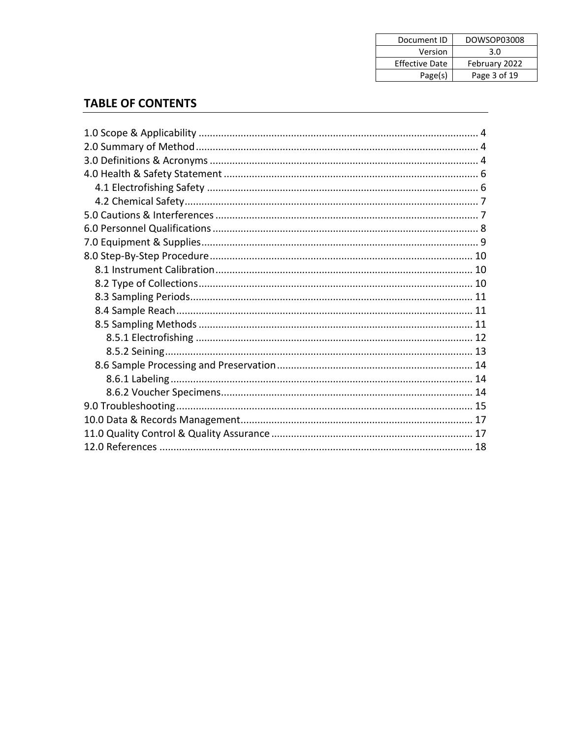## TABLE OF CONTENTS

1.0 Scope & Applicability .......... 4
2.0 Summary of Method .......... 4
3.0 Definitions & Acronyms .......... 4
4.0 Health & Safety Statement .......... 6
  4.1 Electrofishing Safety .......... 6
  4.2 Chemical Safety .......... 7
5.0 Cautions & Interferences .......... 7
6.0 Personnel Qualifications .......... 8
7.0 Equipment & Supplies .......... 9
8.0 Step-By-Step Procedure .......... 10
  8.1 Instrument Calibration .......... 10
  8.2 Type of Collections .......... 10
  8.3 Sampling Periods .......... 11
  8.4 Sample Reach .......... 11
  8.5 Sampling Methods .......... 11
    8.5.1 Electrofishing .......... 12
    8.5.2 Seining .......... 13
  8.6 Sample Processing and Preservation .......... 14
    8.6.1 Labeling .......... 14
    8.6.2 Voucher Specimens .......... 14
9.0 Troubleshooting .......... 15
10.0 Data & Records Management .......... 17
11.0 Quality Control & Quality Assurance .......... 17
12.0 References .......... 18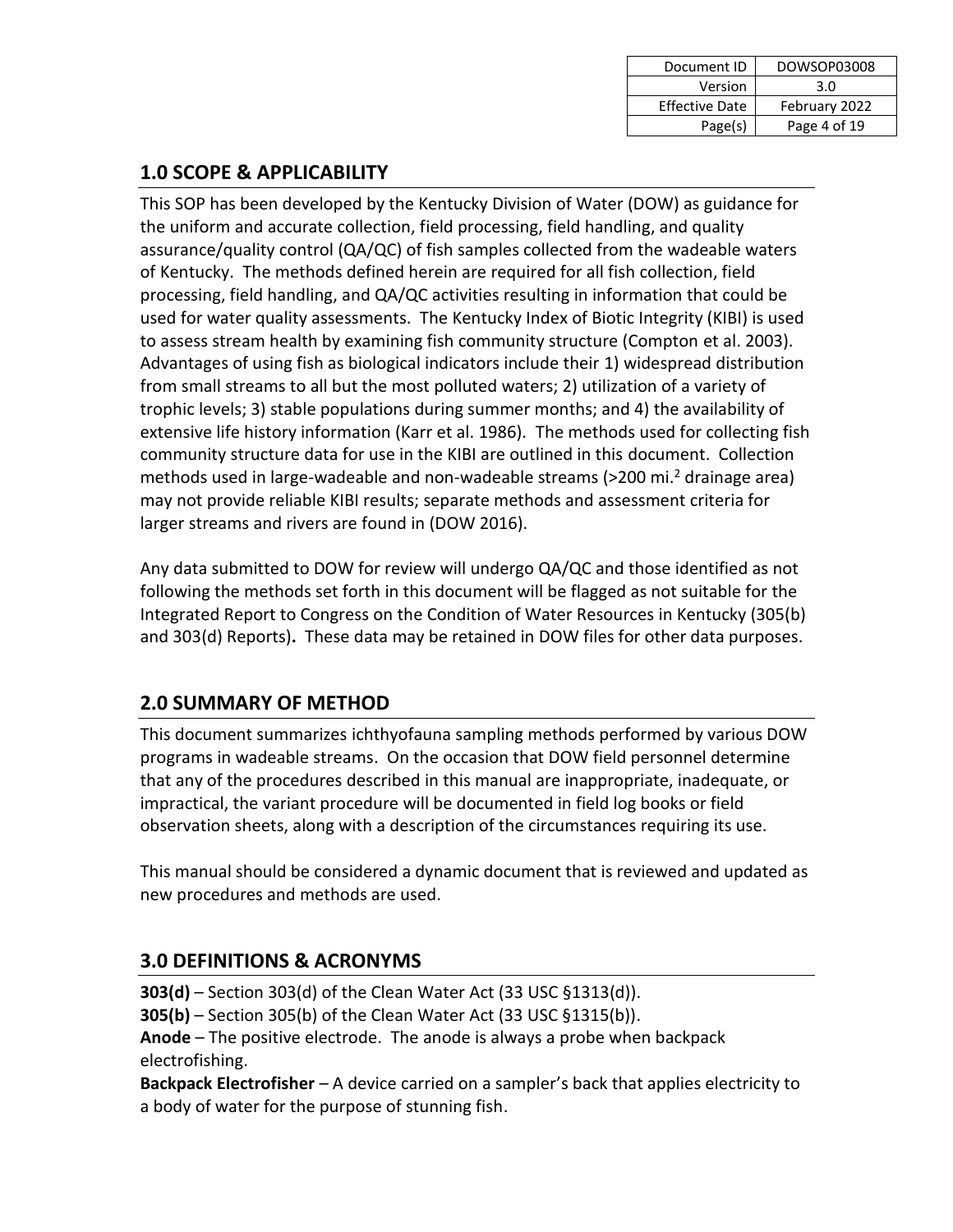## 1.0 SCOPE & APPLICABILITY

This SOP has been developed by the Kentucky Division of Water (DOW) as guidance for the uniform and accurate collection, field processing, field handling, and quality assurance/quality control (QA/QC) of fish samples collected from the wadeable waters of Kentucky. The methods defined herein are required for all fish collection, field processing, field handling, and QA/QC activities resulting in information that could be used for water quality assessments. The Kentucky Index of Biotic Integrity (KIBI) is used to assess stream health by examining fish community structure (Compton et al. 2003). Advantages of using fish as biological indicators include their 1) widespread distribution from small streams to all but the most polluted waters; 2) utilization of a variety of trophic levels; 3) stable populations during summer months; and 4) the availability of extensive life history information (Karr et al. 1986). The methods used for collecting fish community structure data for use in the KIBI are outlined in this document. Collection methods used in large-wadeable and non-wadeable streams (>200 mi.$^2$ drainage area) may not provide reliable KIBI results; separate methods and assessment criteria for larger streams and rivers are found in (DOW 2016).

Any data submitted to DOW for review will undergo QA/QC and those identified as not following the methods set forth in this document will be flagged as not suitable for the Integrated Report to Congress on the Condition of Water Resources in Kentucky (305(b) and 303(d) Reports)**.** These data may be retained in DOW files for other data purposes.

## 2.0 SUMMARY OF METHOD

This document summarizes ichthyofauna sampling methods performed by various DOW programs in wadeable streams. On the occasion that DOW field personnel determine that any of the procedures described in this manual are inappropriate, inadequate, or impractical, the variant procedure will be documented in field log books or field observation sheets, along with a description of the circumstances requiring its use.

This manual should be considered a dynamic document that is reviewed and updated as new procedures and methods are used.

## 3.0 DEFINITIONS & ACRONYMS

**303(d)** – Section 303(d) of the Clean Water Act (33 USC §1313(d)).
**305(b)** – Section 305(b) of the Clean Water Act (33 USC §1315(b)).
**Anode** – The positive electrode. The anode is always a probe when backpack electrofishing.
**Backpack Electrofisher** – A device carried on a sampler's back that applies electricity to a body of water for the purpose of stunning fish.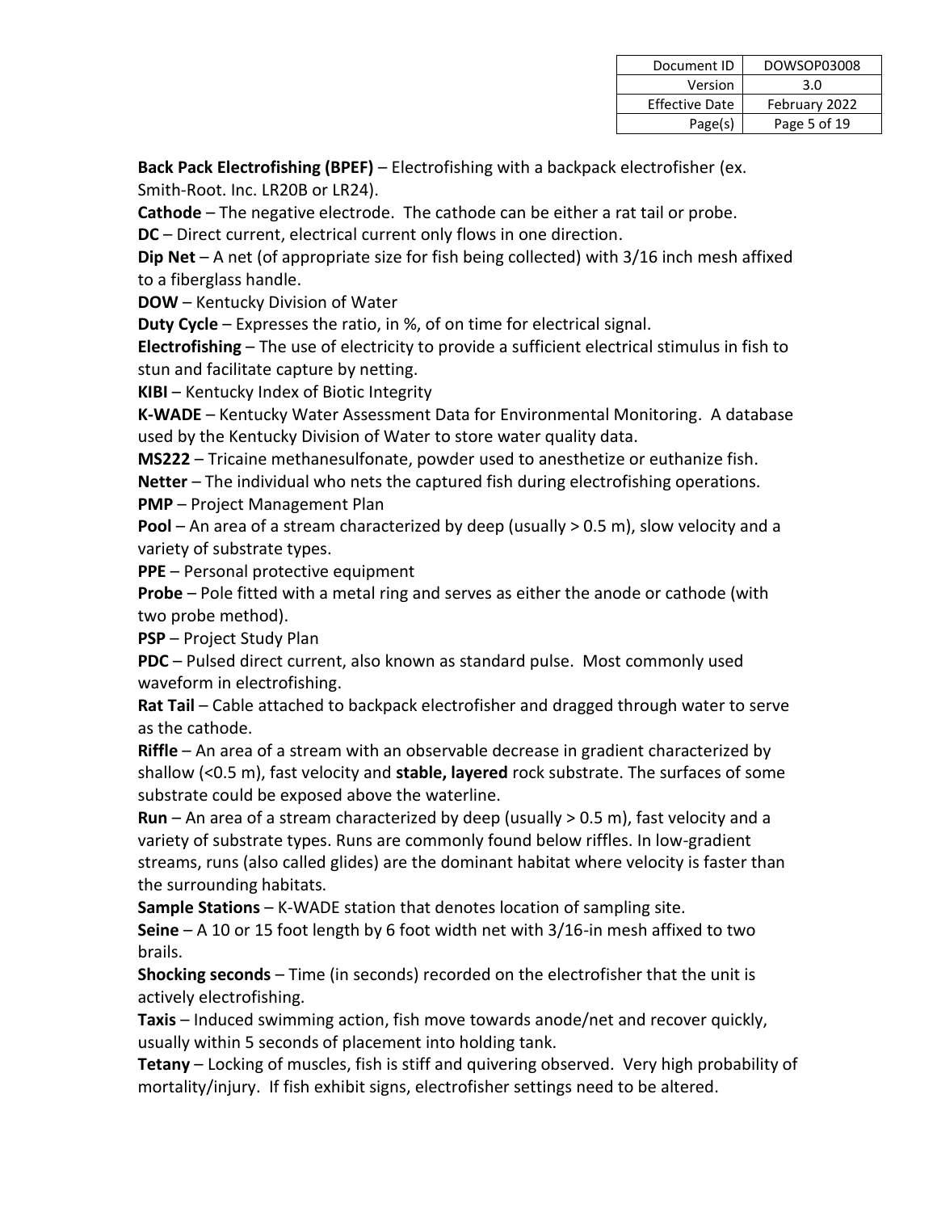**Back Pack Electrofishing (BPEF)** – Electrofishing with a backpack electrofisher (ex. Smith-Root. Inc. LR20B or LR24).

**Cathode** – The negative electrode. The cathode can be either a rat tail or probe.

**DC** – Direct current, electrical current only flows in one direction.

**Dip Net** – A net (of appropriate size for fish being collected) with 3/16 inch mesh affixed to a fiberglass handle.

**DOW** – Kentucky Division of Water

**Duty Cycle** – Expresses the ratio, in %, of on time for electrical signal.

**Electrofishing** – The use of electricity to provide a sufficient electrical stimulus in fish to stun and facilitate capture by netting.

**KIBI** – Kentucky Index of Biotic Integrity

**K-WADE** – Kentucky Water Assessment Data for Environmental Monitoring. A database used by the Kentucky Division of Water to store water quality data.

**MS222** – Tricaine methanesulfonate, powder used to anesthetize or euthanize fish.

**Netter** – The individual who nets the captured fish during electrofishing operations.

**PMP** – Project Management Plan

**Pool** – An area of a stream characterized by deep (usually > 0.5 m), slow velocity and a variety of substrate types.

**PPE** – Personal protective equipment

**Probe** – Pole fitted with a metal ring and serves as either the anode or cathode (with two probe method).

**PSP** – Project Study Plan

**PDC** – Pulsed direct current, also known as standard pulse. Most commonly used waveform in electrofishing.

**Rat Tail** – Cable attached to backpack electrofisher and dragged through water to serve as the cathode.

**Riffle** – An area of a stream with an observable decrease in gradient characterized by shallow (<0.5 m), fast velocity and **stable, layered** rock substrate. The surfaces of some substrate could be exposed above the waterline.

**Run** – An area of a stream characterized by deep (usually > 0.5 m), fast velocity and a variety of substrate types. Runs are commonly found below riffles. In low-gradient streams, runs (also called glides) are the dominant habitat where velocity is faster than the surrounding habitats.

**Sample Stations** – K-WADE station that denotes location of sampling site.

**Seine** – A 10 or 15 foot length by 6 foot width net with 3/16-in mesh affixed to two brails.

**Shocking seconds** – Time (in seconds) recorded on the electrofisher that the unit is actively electrofishing.

**Taxis** – Induced swimming action, fish move towards anode/net and recover quickly, usually within 5 seconds of placement into holding tank.

**Tetany** – Locking of muscles, fish is stiff and quivering observed. Very high probability of mortality/injury. If fish exhibit signs, electrofisher settings need to be altered.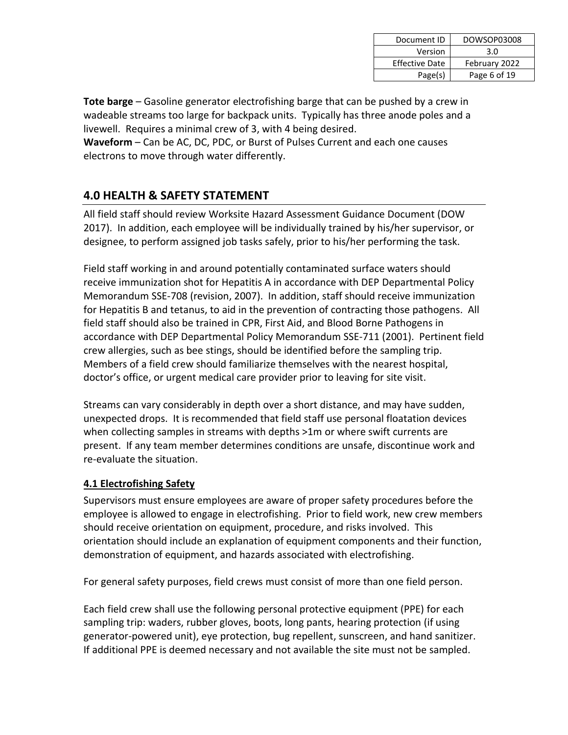**Tote barge** – Gasoline generator electrofishing barge that can be pushed by a crew in wadeable streams too large for backpack units. Typically has three anode poles and a livewell. Requires a minimal crew of 3, with 4 being desired.
**Waveform** – Can be AC, DC, PDC, or Burst of Pulses Current and each one causes electrons to move through water differently.

## 4.0 HEALTH & SAFETY STATEMENT

All field staff should review Worksite Hazard Assessment Guidance Document (DOW 2017). In addition, each employee will be individually trained by his/her supervisor, or designee, to perform assigned job tasks safely, prior to his/her performing the task.

Field staff working in and around potentially contaminated surface waters should receive immunization shot for Hepatitis A in accordance with DEP Departmental Policy Memorandum SSE-708 (revision, 2007). In addition, staff should receive immunization for Hepatitis B and tetanus, to aid in the prevention of contracting those pathogens. All field staff should also be trained in CPR, First Aid, and Blood Borne Pathogens in accordance with DEP Departmental Policy Memorandum SSE-711 (2001). Pertinent field crew allergies, such as bee stings, should be identified before the sampling trip. Members of a field crew should familiarize themselves with the nearest hospital, doctor's office, or urgent medical care provider prior to leaving for site visit.

Streams can vary considerably in depth over a short distance, and may have sudden, unexpected drops. It is recommended that field staff use personal floatation devices when collecting samples in streams with depths >1m or where swift currents are present. If any team member determines conditions are unsafe, discontinue work and re-evaluate the situation.

### 4.1 Electrofishing Safety

Supervisors must ensure employees are aware of proper safety procedures before the employee is allowed to engage in electrofishing. Prior to field work, new crew members should receive orientation on equipment, procedure, and risks involved. This orientation should include an explanation of equipment components and their function, demonstration of equipment, and hazards associated with electrofishing.

For general safety purposes, field crews must consist of more than one field person.

Each field crew shall use the following personal protective equipment (PPE) for each sampling trip: waders, rubber gloves, boots, long pants, hearing protection (if using generator-powered unit), eye protection, bug repellent, sunscreen, and hand sanitizer. If additional PPE is deemed necessary and not available the site must not be sampled.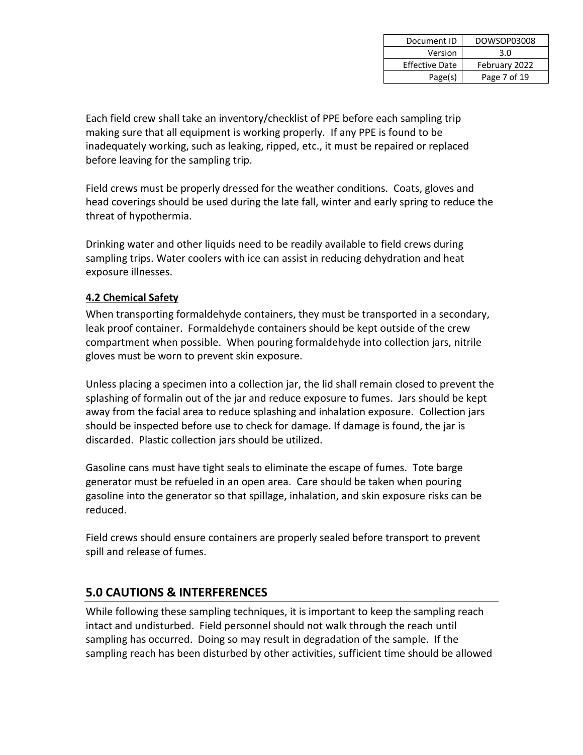Each field crew shall take an inventory/checklist of PPE before each sampling trip making sure that all equipment is working properly. If any PPE is found to be inadequately working, such as leaking, ripped, etc., it must be repaired or replaced before leaving for the sampling trip.

Field crews must be properly dressed for the weather conditions. Coats, gloves and head coverings should be used during the late fall, winter and early spring to reduce the threat of hypothermia.

Drinking water and other liquids need to be readily available to field crews during sampling trips. Water coolers with ice can assist in reducing dehydration and heat exposure illnesses.

### 4.2 Chemical Safety

When transporting formaldehyde containers, they must be transported in a secondary, leak proof container. Formaldehyde containers should be kept outside of the crew compartment when possible. When pouring formaldehyde into collection jars, nitrile gloves must be worn to prevent skin exposure.

Unless placing a specimen into a collection jar, the lid shall remain closed to prevent the splashing of formalin out of the jar and reduce exposure to fumes. Jars should be kept away from the facial area to reduce splashing and inhalation exposure. Collection jars should be inspected before use to check for damage. If damage is found, the jar is discarded. Plastic collection jars should be utilized.

Gasoline cans must have tight seals to eliminate the escape of fumes. Tote barge generator must be refueled in an open area. Care should be taken when pouring gasoline into the generator so that spillage, inhalation, and skin exposure risks can be reduced.

Field crews should ensure containers are properly sealed before transport to prevent spill and release of fumes.

## 5.0 CAUTIONS & INTERFERENCES

While following these sampling techniques, it is important to keep the sampling reach intact and undisturbed. Field personnel should not walk through the reach until sampling has occurred. Doing so may result in degradation of the sample. If the sampling reach has been disturbed by other activities, sufficient time should be allowed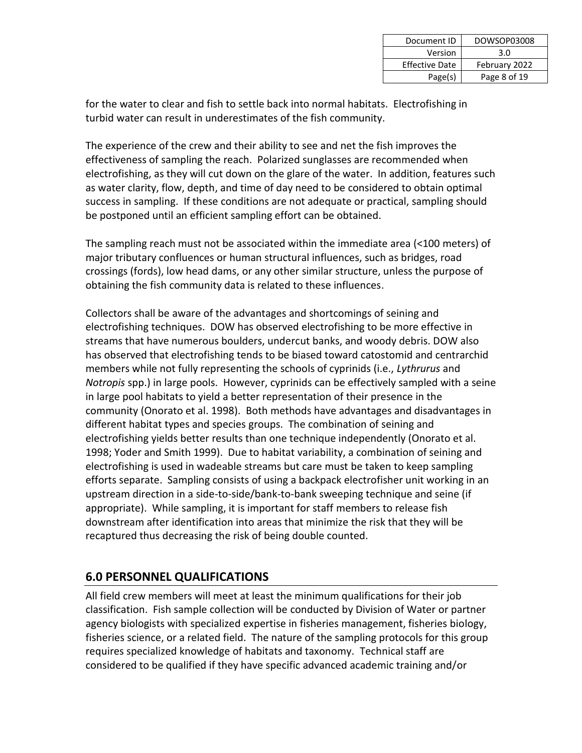for the water to clear and fish to settle back into normal habitats. Electrofishing in turbid water can result in underestimates of the fish community.

The experience of the crew and their ability to see and net the fish improves the effectiveness of sampling the reach. Polarized sunglasses are recommended when electrofishing, as they will cut down on the glare of the water. In addition, features such as water clarity, flow, depth, and time of day need to be considered to obtain optimal success in sampling. If these conditions are not adequate or practical, sampling should be postponed until an efficient sampling effort can be obtained.

The sampling reach must not be associated within the immediate area (<100 meters) of major tributary confluences or human structural influences, such as bridges, road crossings (fords), low head dams, or any other similar structure, unless the purpose of obtaining the fish community data is related to these influences.

Collectors shall be aware of the advantages and shortcomings of seining and electrofishing techniques. DOW has observed electrofishing to be more effective in streams that have numerous boulders, undercut banks, and woody debris. DOW also has observed that electrofishing tends to be biased toward catostomid and centrarchid members while not fully representing the schools of cyprinids (i.e., *Lythrurus* and *Notropis* spp.) in large pools. However, cyprinids can be effectively sampled with a seine in large pool habitats to yield a better representation of their presence in the community (Onorato et al. 1998). Both methods have advantages and disadvantages in different habitat types and species groups. The combination of seining and electrofishing yields better results than one technique independently (Onorato et al. 1998; Yoder and Smith 1999). Due to habitat variability, a combination of seining and electrofishing is used in wadeable streams but care must be taken to keep sampling efforts separate. Sampling consists of using a backpack electrofisher unit working in an upstream direction in a side-to-side/bank-to-bank sweeping technique and seine (if appropriate). While sampling, it is important for staff members to release fish downstream after identification into areas that minimize the risk that they will be recaptured thus decreasing the risk of being double counted.

## 6.0 PERSONNEL QUALIFICATIONS

All field crew members will meet at least the minimum qualifications for their job classification. Fish sample collection will be conducted by Division of Water or partner agency biologists with specialized expertise in fisheries management, fisheries biology, fisheries science, or a related field. The nature of the sampling protocols for this group requires specialized knowledge of habitats and taxonomy. Technical staff are considered to be qualified if they have specific advanced academic training and/or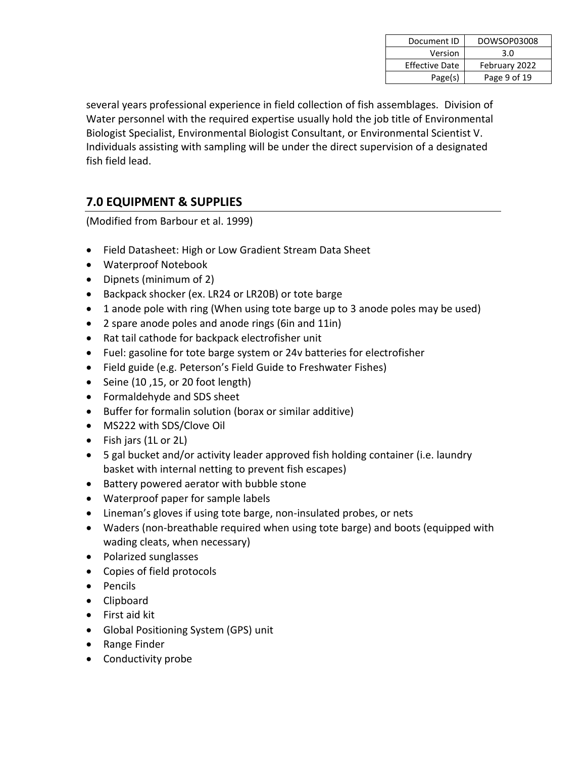several years professional experience in field collection of fish assemblages. Division of Water personnel with the required expertise usually hold the job title of Environmental Biologist Specialist, Environmental Biologist Consultant, or Environmental Scientist V. Individuals assisting with sampling will be under the direct supervision of a designated fish field lead.

## 7.0 EQUIPMENT & SUPPLIES

(Modified from Barbour et al. 1999)

- Field Datasheet: High or Low Gradient Stream Data Sheet
- Waterproof Notebook
- Dipnets (minimum of 2)
- Backpack shocker (ex. LR24 or LR20B) or tote barge
- 1 anode pole with ring (When using tote barge up to 3 anode poles may be used)
- 2 spare anode poles and anode rings (6in and 11in)
- Rat tail cathode for backpack electrofisher unit
- Fuel: gasoline for tote barge system or 24v batteries for electrofisher
- Field guide (e.g. Peterson's Field Guide to Freshwater Fishes)
- Seine (10 ,15, or 20 foot length)
- Formaldehyde and SDS sheet
- Buffer for formalin solution (borax or similar additive)
- MS222 with SDS/Clove Oil
- Fish jars (1L or 2L)
- 5 gal bucket and/or activity leader approved fish holding container (i.e. laundry basket with internal netting to prevent fish escapes)
- Battery powered aerator with bubble stone
- Waterproof paper for sample labels
- Lineman's gloves if using tote barge, non-insulated probes, or nets
- Waders (non-breathable required when using tote barge) and boots (equipped with wading cleats, when necessary)
- Polarized sunglasses
- Copies of field protocols
- Pencils
- Clipboard
- First aid kit
- Global Positioning System (GPS) unit
- Range Finder
- Conductivity probe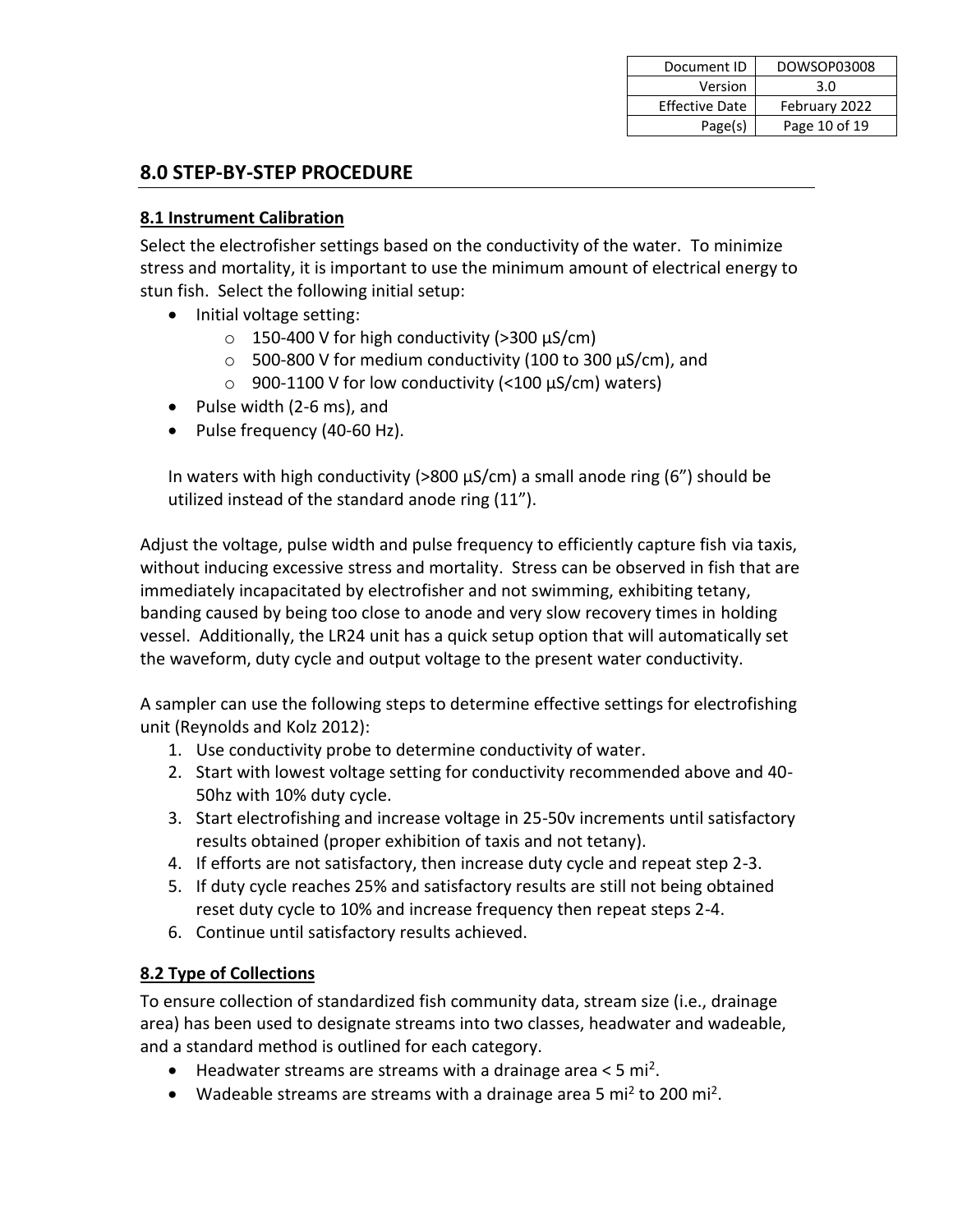## 8.0 STEP-BY-STEP PROCEDURE

### 8.1 Instrument Calibration

Select the electrofisher settings based on the conductivity of the water. To minimize stress and mortality, it is important to use the minimum amount of electrical energy to stun fish. Select the following initial setup:

- Initial voltage setting:
  - 150-400 V for high conductivity (>300 µS/cm)
  - 500-800 V for medium conductivity (100 to 300 µS/cm), and
  - 900-1100 V for low conductivity (<100 µS/cm) waters)
- Pulse width (2-6 ms), and
- Pulse frequency (40-60 Hz).

In waters with high conductivity (>800 µS/cm) a small anode ring (6") should be utilized instead of the standard anode ring (11").

Adjust the voltage, pulse width and pulse frequency to efficiently capture fish via taxis, without inducing excessive stress and mortality. Stress can be observed in fish that are immediately incapacitated by electrofisher and not swimming, exhibiting tetany, banding caused by being too close to anode and very slow recovery times in holding vessel. Additionally, the LR24 unit has a quick setup option that will automatically set the waveform, duty cycle and output voltage to the present water conductivity.

A sampler can use the following steps to determine effective settings for electrofishing unit (Reynolds and Kolz 2012):

1. Use conductivity probe to determine conductivity of water.
2. Start with lowest voltage setting for conductivity recommended above and 40-50hz with 10% duty cycle.
3. Start electrofishing and increase voltage in 25-50v increments until satisfactory results obtained (proper exhibition of taxis and not tetany).
4. If efforts are not satisfactory, then increase duty cycle and repeat step 2-3.
5. If duty cycle reaches 25% and satisfactory results are still not being obtained reset duty cycle to 10% and increase frequency then repeat steps 2-4.
6. Continue until satisfactory results achieved.

### 8.2 Type of Collections

To ensure collection of standardized fish community data, stream size (i.e., drainage area) has been used to designate streams into two classes, headwater and wadeable, and a standard method is outlined for each category.

- Headwater streams are streams with a drainage area < 5 $mi^2$.
- Wadeable streams are streams with a drainage area 5 $mi^2$ to 200 $mi^2$.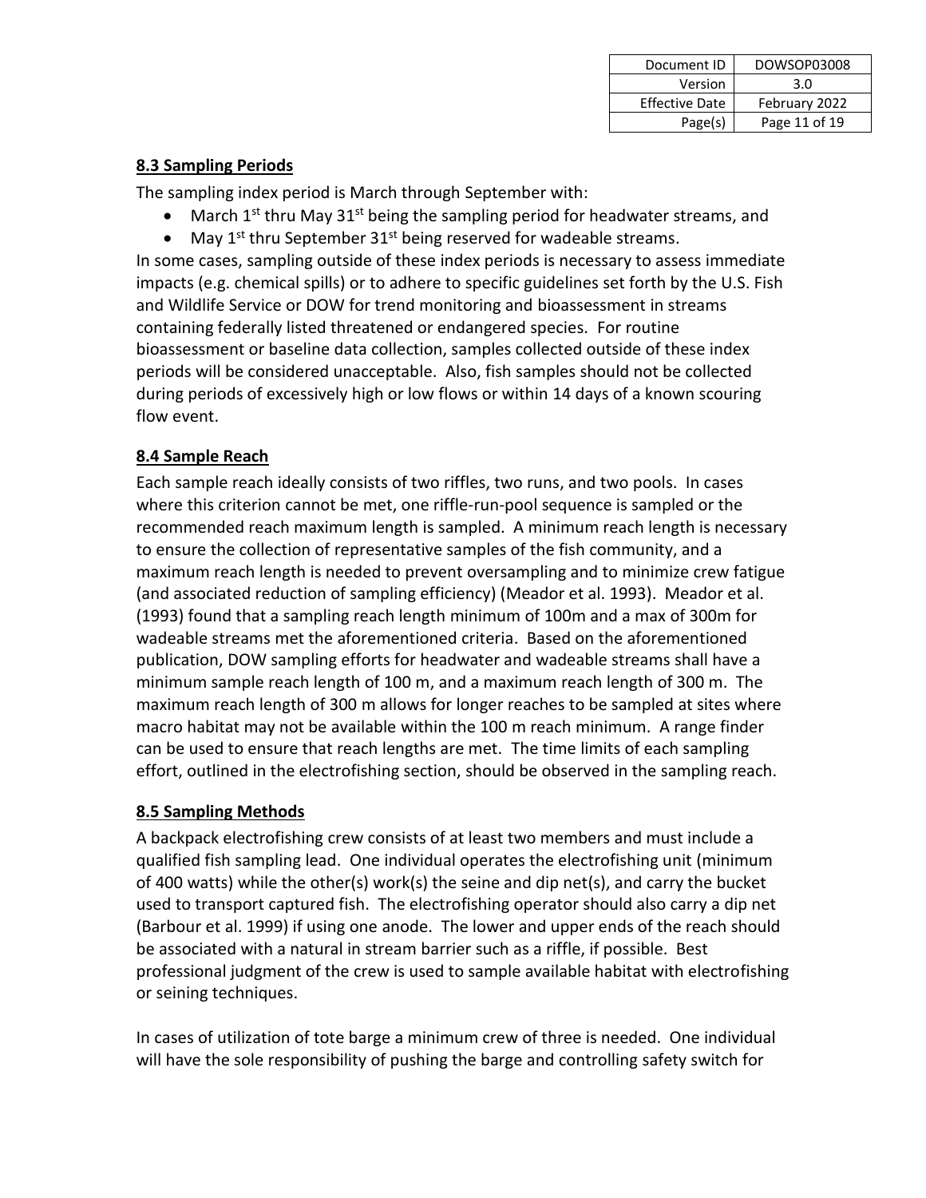## 8.3 Sampling Periods

The sampling index period is March through September with:

- March 1st thru May 31st being the sampling period for headwater streams, and
- May 1st thru September 31st being reserved for wadeable streams.

In some cases, sampling outside of these index periods is necessary to assess immediate impacts (e.g. chemical spills) or to adhere to specific guidelines set forth by the U.S. Fish and Wildlife Service or DOW for trend monitoring and bioassessment in streams containing federally listed threatened or endangered species. For routine bioassessment or baseline data collection, samples collected outside of these index periods will be considered unacceptable. Also, fish samples should not be collected during periods of excessively high or low flows or within 14 days of a known scouring flow event.

## 8.4 Sample Reach

Each sample reach ideally consists of two riffles, two runs, and two pools. In cases where this criterion cannot be met, one riffle-run-pool sequence is sampled or the recommended reach maximum length is sampled. A minimum reach length is necessary to ensure the collection of representative samples of the fish community, and a maximum reach length is needed to prevent oversampling and to minimize crew fatigue (and associated reduction of sampling efficiency) (Meador et al. 1993). Meador et al. (1993) found that a sampling reach length minimum of 100m and a max of 300m for wadeable streams met the aforementioned criteria. Based on the aforementioned publication, DOW sampling efforts for headwater and wadeable streams shall have a minimum sample reach length of 100 m, and a maximum reach length of 300 m. The maximum reach length of 300 m allows for longer reaches to be sampled at sites where macro habitat may not be available within the 100 m reach minimum. A range finder can be used to ensure that reach lengths are met. The time limits of each sampling effort, outlined in the electrofishing section, should be observed in the sampling reach.

## 8.5 Sampling Methods

A backpack electrofishing crew consists of at least two members and must include a qualified fish sampling lead. One individual operates the electrofishing unit (minimum of 400 watts) while the other(s) work(s) the seine and dip net(s), and carry the bucket used to transport captured fish. The electrofishing operator should also carry a dip net (Barbour et al. 1999) if using one anode. The lower and upper ends of the reach should be associated with a natural in stream barrier such as a riffle, if possible. Best professional judgment of the crew is used to sample available habitat with electrofishing or seining techniques.

In cases of utilization of tote barge a minimum crew of three is needed. One individual will have the sole responsibility of pushing the barge and controlling safety switch for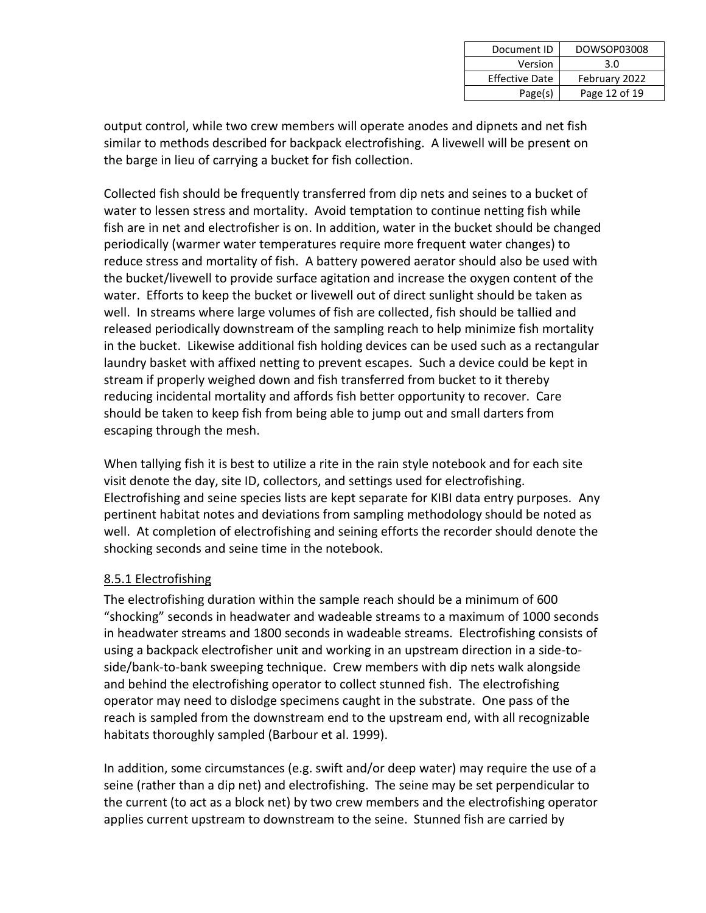output control, while two crew members will operate anodes and dipnets and net fish similar to methods described for backpack electrofishing. A livewell will be present on the barge in lieu of carrying a bucket for fish collection.

Collected fish should be frequently transferred from dip nets and seines to a bucket of water to lessen stress and mortality. Avoid temptation to continue netting fish while fish are in net and electrofisher is on. In addition, water in the bucket should be changed periodically (warmer water temperatures require more frequent water changes) to reduce stress and mortality of fish. A battery powered aerator should also be used with the bucket/livewell to provide surface agitation and increase the oxygen content of the water. Efforts to keep the bucket or livewell out of direct sunlight should be taken as well. In streams where large volumes of fish are collected, fish should be tallied and released periodically downstream of the sampling reach to help minimize fish mortality in the bucket. Likewise additional fish holding devices can be used such as a rectangular laundry basket with affixed netting to prevent escapes. Such a device could be kept in stream if properly weighed down and fish transferred from bucket to it thereby reducing incidental mortality and affords fish better opportunity to recover. Care should be taken to keep fish from being able to jump out and small darters from escaping through the mesh.

When tallying fish it is best to utilize a rite in the rain style notebook and for each site visit denote the day, site ID, collectors, and settings used for electrofishing. Electrofishing and seine species lists are kept separate for KIBI data entry purposes. Any pertinent habitat notes and deviations from sampling methodology should be noted as well. At completion of electrofishing and seining efforts the recorder should denote the shocking seconds and seine time in the notebook.

#### 8.5.1 Electrofishing

The electrofishing duration within the sample reach should be a minimum of 600 "shocking" seconds in headwater and wadeable streams to a maximum of 1000 seconds in headwater streams and 1800 seconds in wadeable streams. Electrofishing consists of using a backpack electrofisher unit and working in an upstream direction in a side-to-side/bank-to-bank sweeping technique. Crew members with dip nets walk alongside and behind the electrofishing operator to collect stunned fish. The electrofishing operator may need to dislodge specimens caught in the substrate. One pass of the reach is sampled from the downstream end to the upstream end, with all recognizable habitats thoroughly sampled (Barbour et al. 1999).

In addition, some circumstances (e.g. swift and/or deep water) may require the use of a seine (rather than a dip net) and electrofishing. The seine may be set perpendicular to the current (to act as a block net) by two crew members and the electrofishing operator applies current upstream to downstream to the seine. Stunned fish are carried by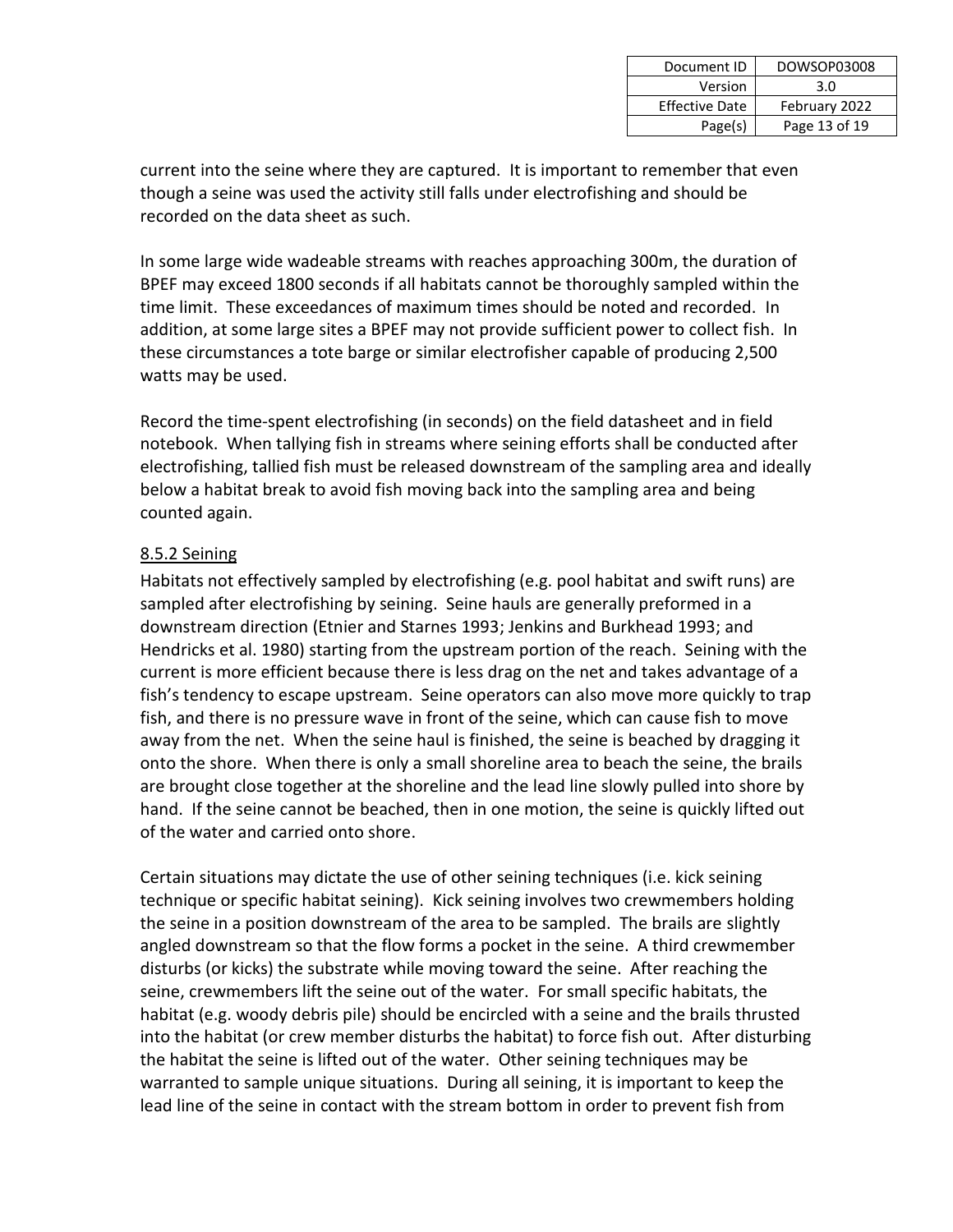current into the seine where they are captured. It is important to remember that even though a seine was used the activity still falls under electrofishing and should be recorded on the data sheet as such.

In some large wide wadeable streams with reaches approaching 300m, the duration of BPEF may exceed 1800 seconds if all habitats cannot be thoroughly sampled within the time limit. These exceedances of maximum times should be noted and recorded. In addition, at some large sites a BPEF may not provide sufficient power to collect fish. In these circumstances a tote barge or similar electrofisher capable of producing 2,500 watts may be used.

Record the time-spent electrofishing (in seconds) on the field datasheet and in field notebook. When tallying fish in streams where seining efforts shall be conducted after electrofishing, tallied fish must be released downstream of the sampling area and ideally below a habitat break to avoid fish moving back into the sampling area and being counted again.

### 8.5.2 Seining

Habitats not effectively sampled by electrofishing (e.g. pool habitat and swift runs) are sampled after electrofishing by seining. Seine hauls are generally preformed in a downstream direction (Etnier and Starnes 1993; Jenkins and Burkhead 1993; and Hendricks et al. 1980) starting from the upstream portion of the reach. Seining with the current is more efficient because there is less drag on the net and takes advantage of a fish's tendency to escape upstream. Seine operators can also move more quickly to trap fish, and there is no pressure wave in front of the seine, which can cause fish to move away from the net. When the seine haul is finished, the seine is beached by dragging it onto the shore. When there is only a small shoreline area to beach the seine, the brails are brought close together at the shoreline and the lead line slowly pulled into shore by hand. If the seine cannot be beached, then in one motion, the seine is quickly lifted out of the water and carried onto shore.

Certain situations may dictate the use of other seining techniques (i.e. kick seining technique or specific habitat seining). Kick seining involves two crewmembers holding the seine in a position downstream of the area to be sampled. The brails are slightly angled downstream so that the flow forms a pocket in the seine. A third crewmember disturbs (or kicks) the substrate while moving toward the seine. After reaching the seine, crewmembers lift the seine out of the water. For small specific habitats, the habitat (e.g. woody debris pile) should be encircled with a seine and the brails thrusted into the habitat (or crew member disturbs the habitat) to force fish out. After disturbing the habitat the seine is lifted out of the water. Other seining techniques may be warranted to sample unique situations. During all seining, it is important to keep the lead line of the seine in contact with the stream bottom in order to prevent fish from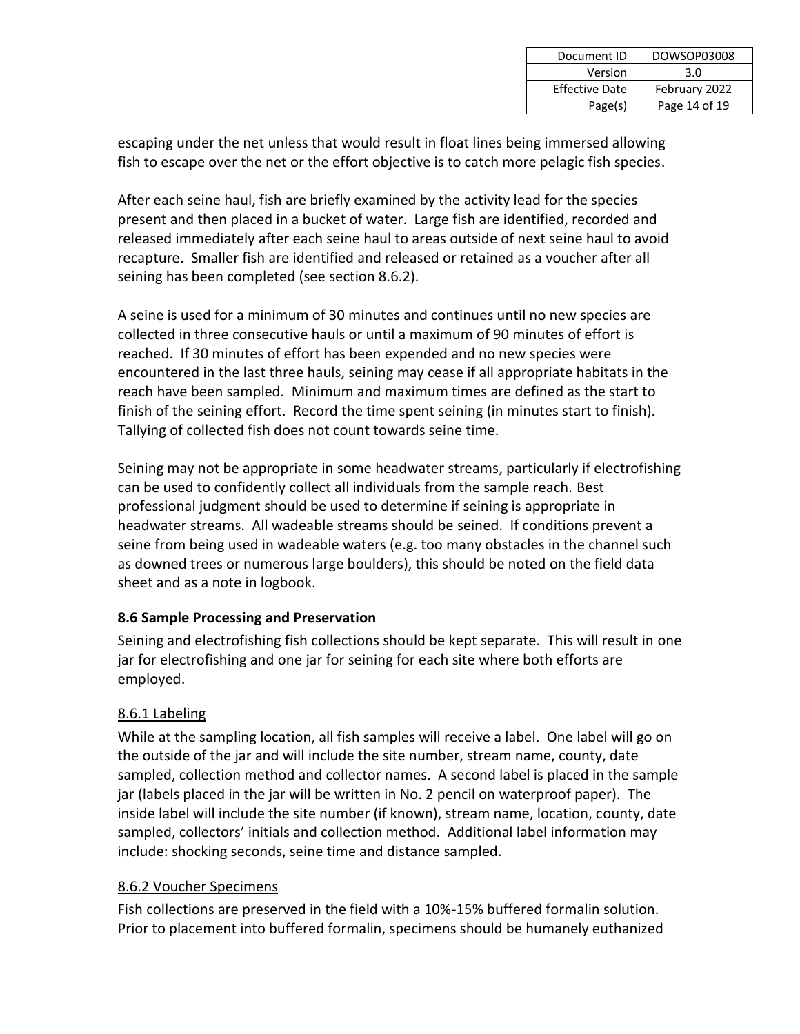escaping under the net unless that would result in float lines being immersed allowing fish to escape over the net or the effort objective is to catch more pelagic fish species.

After each seine haul, fish are briefly examined by the activity lead for the species present and then placed in a bucket of water. Large fish are identified, recorded and released immediately after each seine haul to areas outside of next seine haul to avoid recapture. Smaller fish are identified and released or retained as a voucher after all seining has been completed (see section 8.6.2).

A seine is used for a minimum of 30 minutes and continues until no new species are collected in three consecutive hauls or until a maximum of 90 minutes of effort is reached. If 30 minutes of effort has been expended and no new species were encountered in the last three hauls, seining may cease if all appropriate habitats in the reach have been sampled. Minimum and maximum times are defined as the start to finish of the seining effort. Record the time spent seining (in minutes start to finish). Tallying of collected fish does not count towards seine time.

Seining may not be appropriate in some headwater streams, particularly if electrofishing can be used to confidently collect all individuals from the sample reach. Best professional judgment should be used to determine if seining is appropriate in headwater streams. All wadeable streams should be seined. If conditions prevent a seine from being used in wadeable waters (e.g. too many obstacles in the channel such as downed trees or numerous large boulders), this should be noted on the field data sheet and as a note in logbook.

## 8.6 Sample Processing and Preservation

Seining and electrofishing fish collections should be kept separate. This will result in one jar for electrofishing and one jar for seining for each site where both efforts are employed.

### 8.6.1 Labeling

While at the sampling location, all fish samples will receive a label. One label will go on the outside of the jar and will include the site number, stream name, county, date sampled, collection method and collector names. A second label is placed in the sample jar (labels placed in the jar will be written in No. 2 pencil on waterproof paper). The inside label will include the site number (if known), stream name, location, county, date sampled, collectors' initials and collection method. Additional label information may include: shocking seconds, seine time and distance sampled.

### 8.6.2 Voucher Specimens

Fish collections are preserved in the field with a 10%-15% buffered formalin solution. Prior to placement into buffered formalin, specimens should be humanely euthanized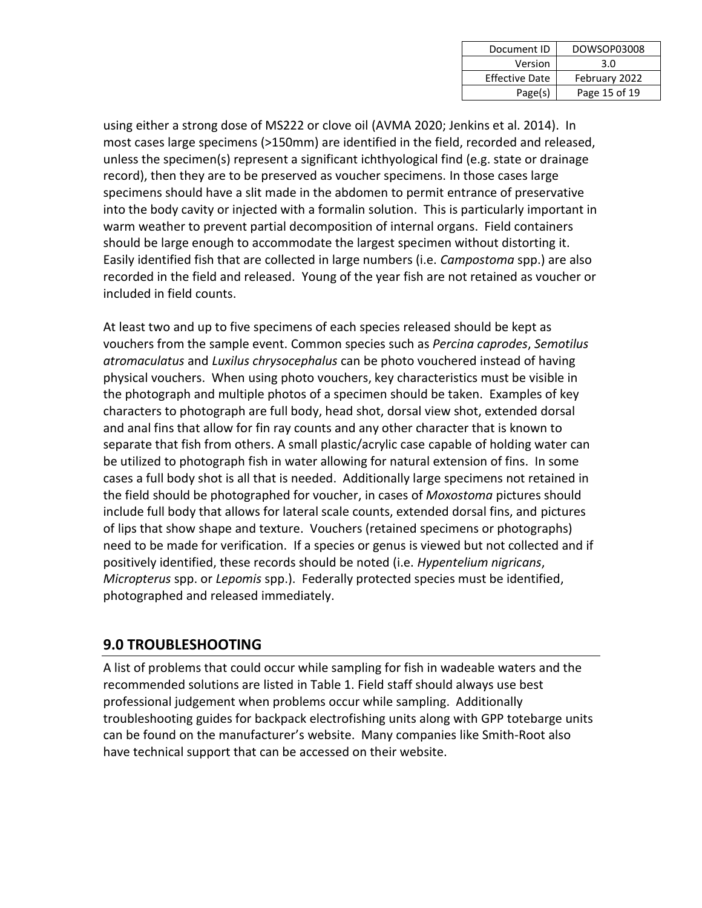using either a strong dose of MS222 or clove oil (AVMA 2020; Jenkins et al. 2014). In most cases large specimens (>150mm) are identified in the field, recorded and released, unless the specimen(s) represent a significant ichthyological find (e.g. state or drainage record), then they are to be preserved as voucher specimens. In those cases large specimens should have a slit made in the abdomen to permit entrance of preservative into the body cavity or injected with a formalin solution. This is particularly important in warm weather to prevent partial decomposition of internal organs. Field containers should be large enough to accommodate the largest specimen without distorting it. Easily identified fish that are collected in large numbers (i.e. *Campostoma* spp.) are also recorded in the field and released. Young of the year fish are not retained as voucher or included in field counts.

At least two and up to five specimens of each species released should be kept as vouchers from the sample event. Common species such as *Percina caprodes*, *Semotilus atromaculatus* and *Luxilus chrysocephalus* can be photo vouchered instead of having physical vouchers. When using photo vouchers, key characteristics must be visible in the photograph and multiple photos of a specimen should be taken. Examples of key characters to photograph are full body, head shot, dorsal view shot, extended dorsal and anal fins that allow for fin ray counts and any other character that is known to separate that fish from others. A small plastic/acrylic case capable of holding water can be utilized to photograph fish in water allowing for natural extension of fins. In some cases a full body shot is all that is needed. Additionally large specimens not retained in the field should be photographed for voucher, in cases of *Moxostoma* pictures should include full body that allows for lateral scale counts, extended dorsal fins, and pictures of lips that show shape and texture. Vouchers (retained specimens or photographs) need to be made for verification. If a species or genus is viewed but not collected and if positively identified, these records should be noted (i.e. *Hypentelium nigricans*, *Micropterus* spp. or *Lepomis* spp.). Federally protected species must be identified, photographed and released immediately.

## 9.0 TROUBLESHOOTING

A list of problems that could occur while sampling for fish in wadeable waters and the recommended solutions are listed in Table 1. Field staff should always use best professional judgement when problems occur while sampling. Additionally troubleshooting guides for backpack electrofishing units along with GPP totebarge units can be found on the manufacturer's website. Many companies like Smith-Root also have technical support that can be accessed on their website.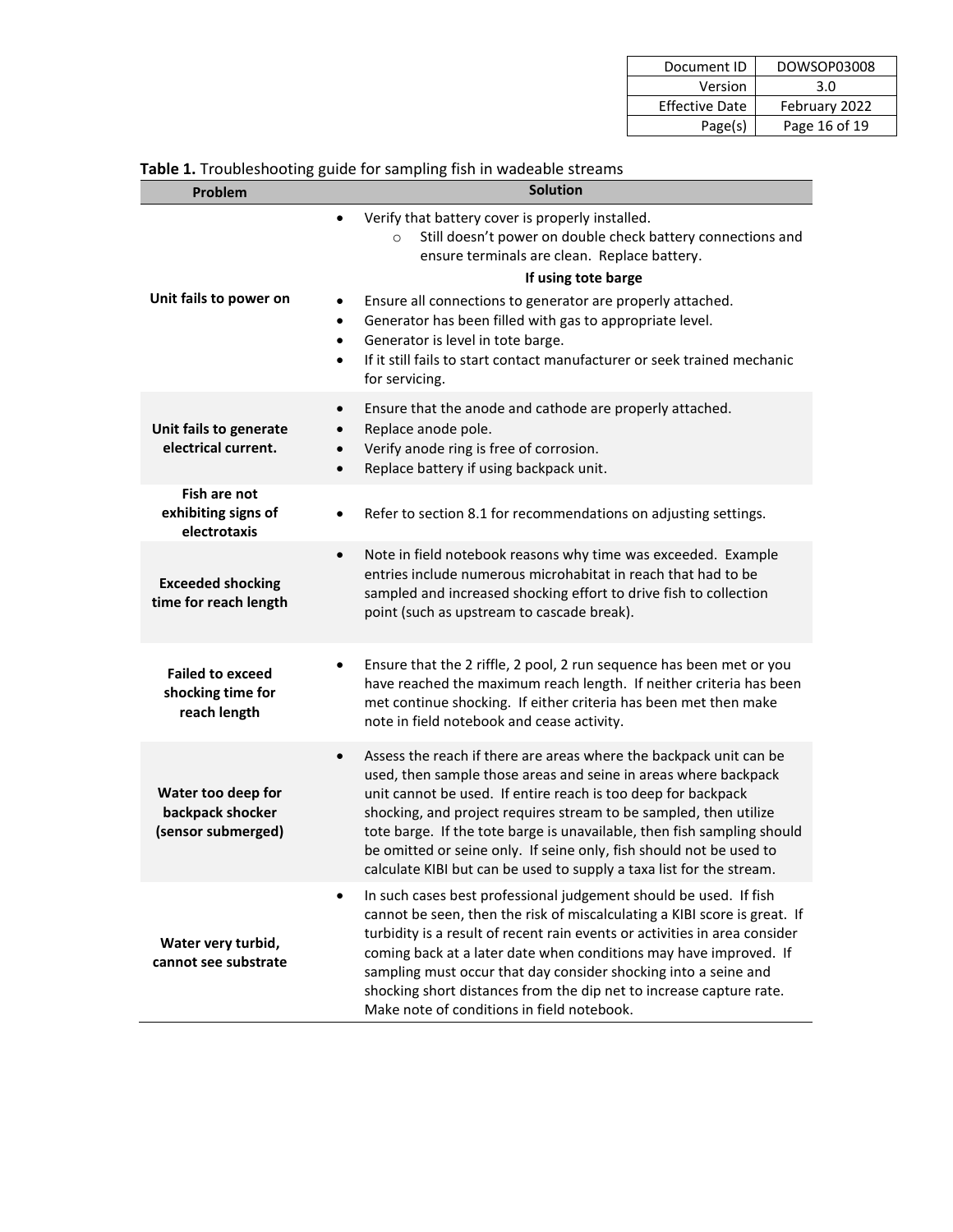**Table 1.** Troubleshooting guide for sampling fish in wadeable streams

| Problem | Solution |
|---|---|
| **Unit fails to power on** | • Verify that battery cover is properly installed.<br>&nbsp;&nbsp;&nbsp;&nbsp;o Still doesn't power on double check battery connections and ensure terminals are clean. Replace battery.<br>**If using tote barge**<br>• Ensure all connections to generator are properly attached.<br>• Generator has been filled with gas to appropriate level.<br>• Generator is level in tote barge.<br>• If it still fails to start contact manufacturer or seek trained mechanic for servicing. |
| **Unit fails to generate electrical current.** | • Ensure that the anode and cathode are properly attached.<br>• Replace anode pole.<br>• Verify anode ring is free of corrosion.<br>• Replace battery if using backpack unit. |
| **Fish are not exhibiting signs of electrotaxis** | • Refer to section 8.1 for recommendations on adjusting settings. |
| **Exceeded shocking time for reach length** | • Note in field notebook reasons why time was exceeded. Example entries include numerous microhabitat in reach that had to be sampled and increased shocking effort to drive fish to collection point (such as upstream to cascade break). |
| **Failed to exceed shocking time for reach length** | • Ensure that the 2 riffle, 2 pool, 2 run sequence has been met or you have reached the maximum reach length. If neither criteria has been met continue shocking. If either criteria has been met then make note in field notebook and cease activity. |
| **Water too deep for backpack shocker (sensor submerged)** | • Assess the reach if there are areas where the backpack unit can be used, then sample those areas and seine in areas where backpack unit cannot be used. If entire reach is too deep for backpack shocking, and project requires stream to be sampled, then utilize tote barge. If the tote barge is unavailable, then fish sampling should be omitted or seine only. If seine only, fish should not be used to calculate KIBI but can be used to supply a taxa list for the stream. |
| **Water very turbid, cannot see substrate** | • In such cases best professional judgement should be used. If fish cannot be seen, then the risk of miscalculating a KIBI score is great. If turbidity is a result of recent rain events or activities in area consider coming back at a later date when conditions may have improved. If sampling must occur that day consider shocking into a seine and shocking short distances from the dip net to increase capture rate. Make note of conditions in field notebook. |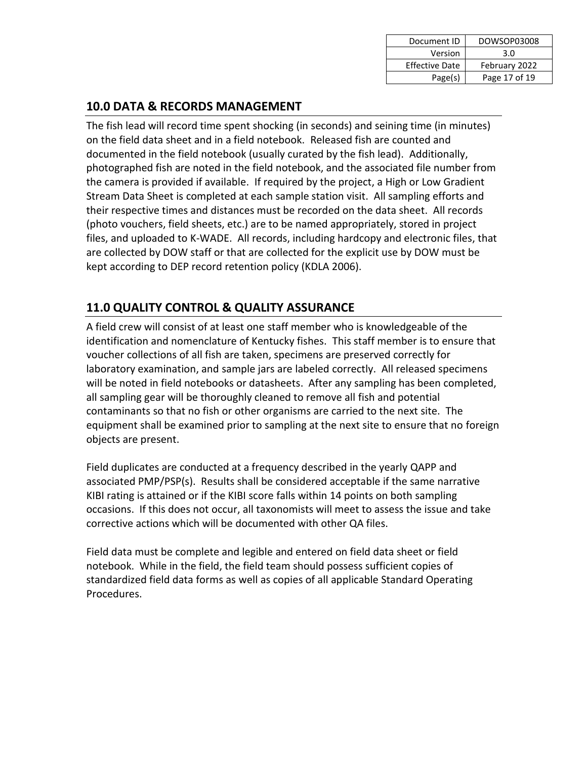## 10.0 DATA & RECORDS MANAGEMENT

The fish lead will record time spent shocking (in seconds) and seining time (in minutes) on the field data sheet and in a field notebook. Released fish are counted and documented in the field notebook (usually curated by the fish lead). Additionally, photographed fish are noted in the field notebook, and the associated file number from the camera is provided if available. If required by the project, a High or Low Gradient Stream Data Sheet is completed at each sample station visit. All sampling efforts and their respective times and distances must be recorded on the data sheet. All records (photo vouchers, field sheets, etc.) are to be named appropriately, stored in project files, and uploaded to K-WADE. All records, including hardcopy and electronic files, that are collected by DOW staff or that are collected for the explicit use by DOW must be kept according to DEP record retention policy (KDLA 2006).

## 11.0 QUALITY CONTROL & QUALITY ASSURANCE

A field crew will consist of at least one staff member who is knowledgeable of the identification and nomenclature of Kentucky fishes. This staff member is to ensure that voucher collections of all fish are taken, specimens are preserved correctly for laboratory examination, and sample jars are labeled correctly. All released specimens will be noted in field notebooks or datasheets. After any sampling has been completed, all sampling gear will be thoroughly cleaned to remove all fish and potential contaminants so that no fish or other organisms are carried to the next site. The equipment shall be examined prior to sampling at the next site to ensure that no foreign objects are present.

Field duplicates are conducted at a frequency described in the yearly QAPP and associated PMP/PSP(s). Results shall be considered acceptable if the same narrative KIBI rating is attained or if the KIBI score falls within 14 points on both sampling occasions. If this does not occur, all taxonomists will meet to assess the issue and take corrective actions which will be documented with other QA files.

Field data must be complete and legible and entered on field data sheet or field notebook. While in the field, the field team should possess sufficient copies of standardized field data forms as well as copies of all applicable Standard Operating Procedures.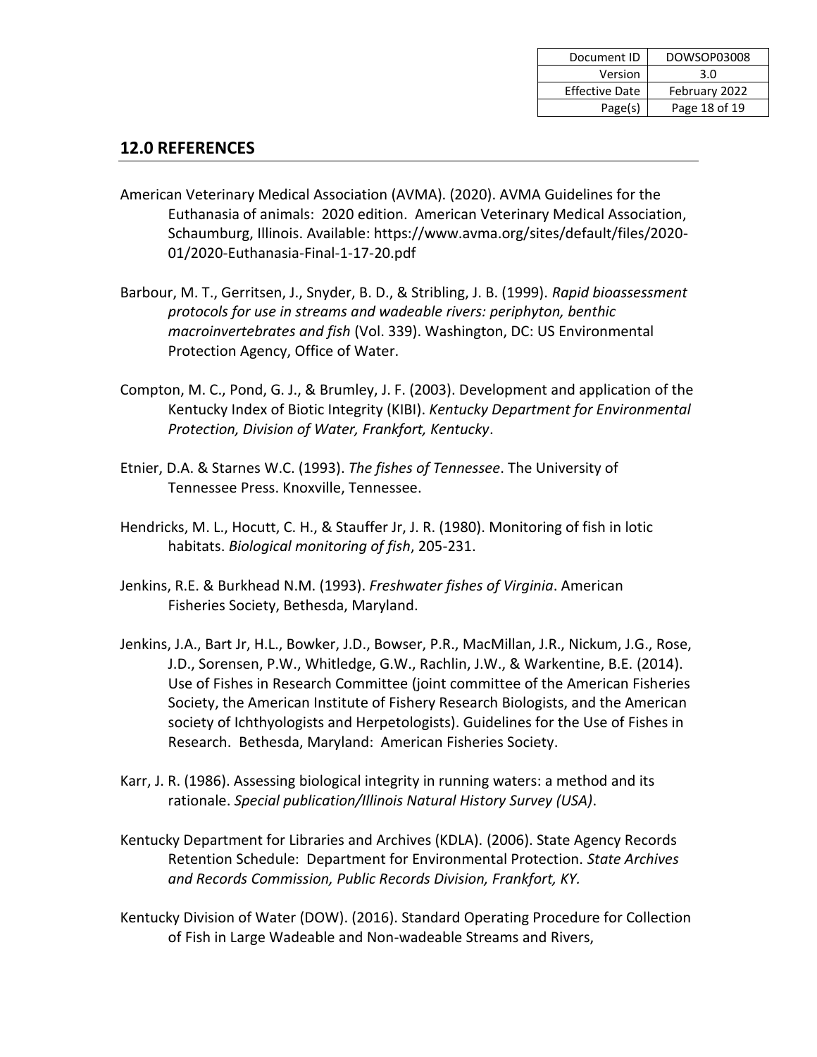## 12.0 REFERENCES

American Veterinary Medical Association (AVMA). (2020). AVMA Guidelines for the Euthanasia of animals: 2020 edition. American Veterinary Medical Association, Schaumburg, Illinois. Available: https://www.avma.org/sites/default/files/2020-01/2020-Euthanasia-Final-1-17-20.pdf

Barbour, M. T., Gerritsen, J., Snyder, B. D., & Stribling, J. B. (1999). *Rapid bioassessment protocols for use in streams and wadeable rivers: periphyton, benthic macroinvertebrates and fish* (Vol. 339). Washington, DC: US Environmental Protection Agency, Office of Water.

Compton, M. C., Pond, G. J., & Brumley, J. F. (2003). Development and application of the Kentucky Index of Biotic Integrity (KIBI). *Kentucky Department for Environmental Protection, Division of Water, Frankfort, Kentucky*.

Etnier, D.A. & Starnes W.C. (1993). *The fishes of Tennessee*. The University of Tennessee Press. Knoxville, Tennessee.

Hendricks, M. L., Hocutt, C. H., & Stauffer Jr, J. R. (1980). Monitoring of fish in lotic habitats. *Biological monitoring of fish*, 205-231.

Jenkins, R.E. & Burkhead N.M. (1993). *Freshwater fishes of Virginia*. American Fisheries Society, Bethesda, Maryland.

Jenkins, J.A., Bart Jr, H.L., Bowker, J.D., Bowser, P.R., MacMillan, J.R., Nickum, J.G., Rose, J.D., Sorensen, P.W., Whitledge, G.W., Rachlin, J.W., & Warkentine, B.E. (2014). Use of Fishes in Research Committee (joint committee of the American Fisheries Society, the American Institute of Fishery Research Biologists, and the American society of Ichthyologists and Herpetologists). Guidelines for the Use of Fishes in Research. Bethesda, Maryland: American Fisheries Society.

Karr, J. R. (1986). Assessing biological integrity in running waters: a method and its rationale. *Special publication/Illinois Natural History Survey (USA)*.

Kentucky Department for Libraries and Archives (KDLA). (2006). State Agency Records Retention Schedule: Department for Environmental Protection. *State Archives and Records Commission, Public Records Division, Frankfort, KY.*

Kentucky Division of Water (DOW). (2016). Standard Operating Procedure for Collection of Fish in Large Wadeable and Non-wadeable Streams and Rivers,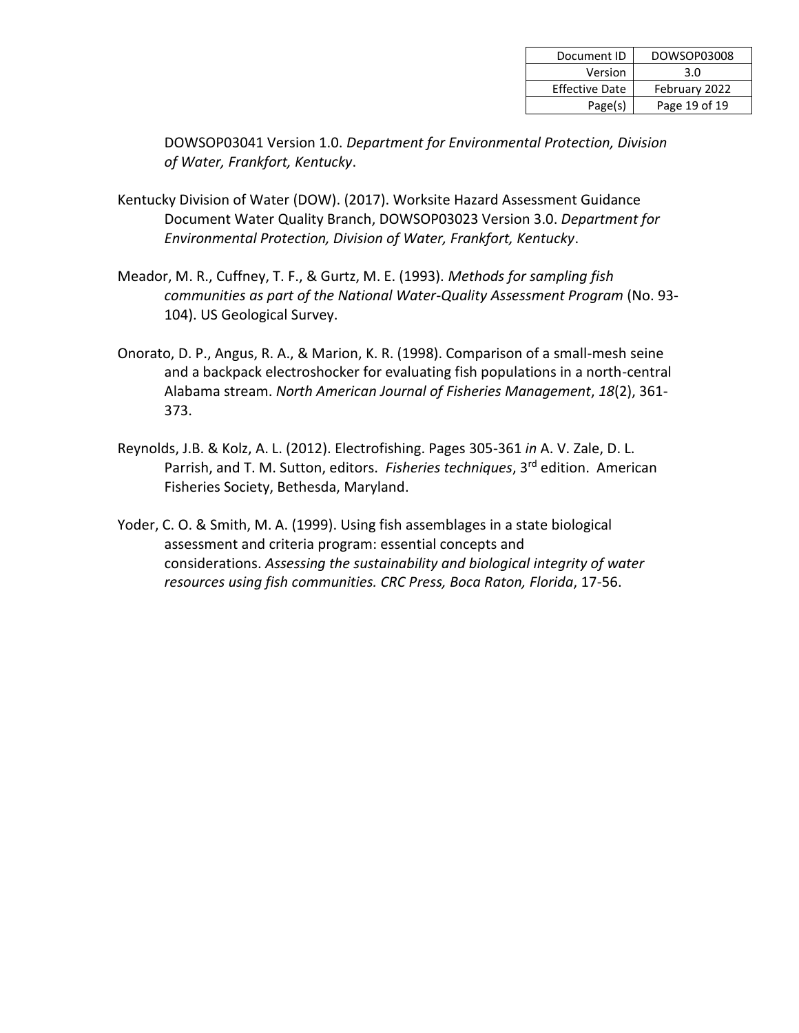DOWSOP03041 Version 1.0. *Department for Environmental Protection, Division of Water, Frankfort, Kentucky*.

Kentucky Division of Water (DOW). (2017). Worksite Hazard Assessment Guidance Document Water Quality Branch, DOWSOP03023 Version 3.0. *Department for Environmental Protection, Division of Water, Frankfort, Kentucky*.

Meador, M. R., Cuffney, T. F., & Gurtz, M. E. (1993). *Methods for sampling fish communities as part of the National Water-Quality Assessment Program* (No. 93-104). US Geological Survey.

Onorato, D. P., Angus, R. A., & Marion, K. R. (1998). Comparison of a small-mesh seine and a backpack electroshocker for evaluating fish populations in a north-central Alabama stream. *North American Journal of Fisheries Management*, *18*(2), 361-373.

Reynolds, J.B. & Kolz, A. L. (2012). Electrofishing. Pages 305-361 *in* A. V. Zale, D. L. Parrish, and T. M. Sutton, editors. *Fisheries techniques*, 3rd edition. American Fisheries Society, Bethesda, Maryland.

Yoder, C. O. & Smith, M. A. (1999). Using fish assemblages in a state biological assessment and criteria program: essential concepts and considerations. *Assessing the sustainability and biological integrity of water resources using fish communities. CRC Press, Boca Raton, Florida*, 17-56.